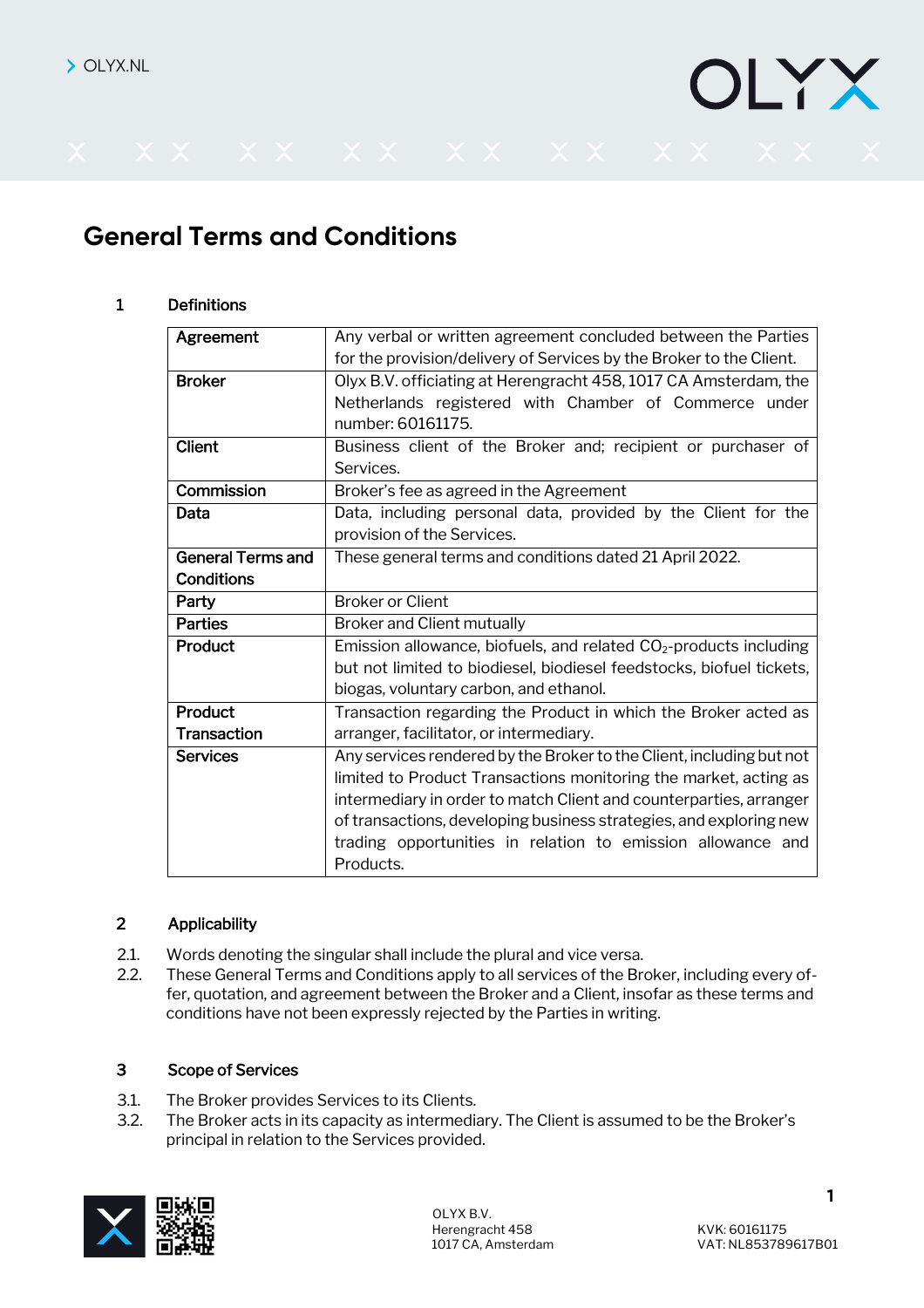# General Terms and Conditions

## 1 Definitions

| | |
|---|---|
| **Agreement** | Any verbal or written agreement concluded between the Parties for the provision/delivery of Services by the Broker to the Client. |
| **Broker** | Olyx B.V. officiating at Herengracht 458, 1017 CA Amsterdam, the Netherlands registered with Chamber of Commerce under number: 60161175. |
| **Client** | Business client of the Broker and; recipient or purchaser of Services. |
| **Commission** | Broker's fee as agreed in the Agreement |
| **Data** | Data, including personal data, provided by the Client for the provision of the Services. |
| **General Terms and Conditions** | These general terms and conditions dated 21 April 2022. |
| **Party** | Broker or Client |
| **Parties** | Broker and Client mutually |
| **Product** | Emission allowance, biofuels, and related $CO_2$-products including but not limited to biodiesel, biodiesel feedstocks, biofuel tickets, biogas, voluntary carbon, and ethanol. |
| **Product Transaction** | Transaction regarding the Product in which the Broker acted as arranger, facilitator, or intermediary. |
| **Services** | Any services rendered by the Broker to the Client, including but not limited to Product Transactions monitoring the market, acting as intermediary in order to match Client and counterparties, arranger of transactions, developing business strategies, and exploring new trading opportunities in relation to emission allowance and Products. |

## 2 Applicability

2.1. Words denoting the singular shall include the plural and vice versa.

2.2. These General Terms and Conditions apply to all services of the Broker, including every offer, quotation, and agreement between the Broker and a Client, insofar as these terms and conditions have not been expressly rejected by the Parties in writing.

## 3 Scope of Services

3.1. The Broker provides Services to its Clients.

3.2. The Broker acts in its capacity as intermediary. The Client is assumed to be the Broker's principal in relation to the Services provided.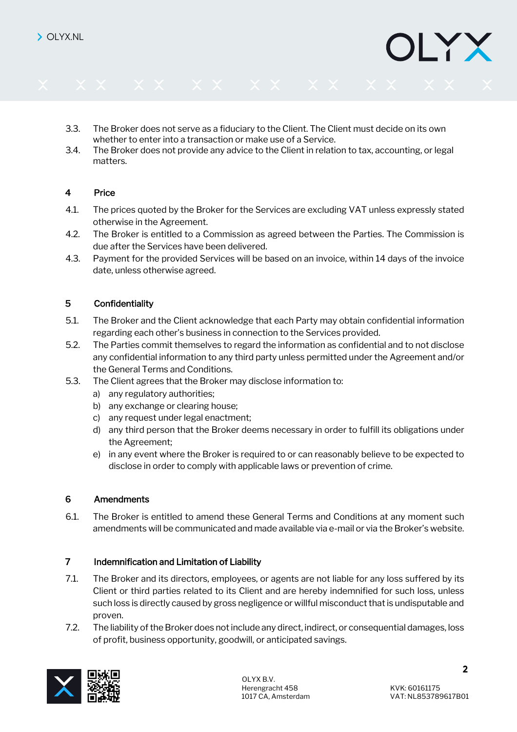3.3. The Broker does not serve as a fiduciary to the Client. The Client must decide on its own whether to enter into a transaction or make use of a Service.

3.4. The Broker does not provide any advice to the Client in relation to tax, accounting, or legal matters.

## 4 Price

4.1. The prices quoted by the Broker for the Services are excluding VAT unless expressly stated otherwise in the Agreement.

4.2. The Broker is entitled to a Commission as agreed between the Parties. The Commission is due after the Services have been delivered.

4.3. Payment for the provided Services will be based on an invoice, within 14 days of the invoice date, unless otherwise agreed.

## 5 Confidentiality

5.1. The Broker and the Client acknowledge that each Party may obtain confidential information regarding each other's business in connection to the Services provided.

5.2. The Parties commit themselves to regard the information as confidential and to not disclose any confidential information to any third party unless permitted under the Agreement and/or the General Terms and Conditions.

5.3. The Client agrees that the Broker may disclose information to:

a) any regulatory authorities;

b) any exchange or clearing house;

c) any request under legal enactment;

d) any third person that the Broker deems necessary in order to fulfill its obligations under the Agreement;

e) in any event where the Broker is required to or can reasonably believe to be expected to disclose in order to comply with applicable laws or prevention of crime.

## 6 Amendments

6.1. The Broker is entitled to amend these General Terms and Conditions at any moment such amendments will be communicated and made available via e-mail or via the Broker's website.

## 7 Indemnification and Limitation of Liability

7.1. The Broker and its directors, employees, or agents are not liable for any loss suffered by its Client or third parties related to its Client and are hereby indemnified for such loss, unless such loss is directly caused by gross negligence or willful misconduct that is undisputable and proven.

7.2. The liability of the Broker does not include any direct, indirect, or consequential damages, loss of profit, business opportunity, goodwill, or anticipated savings.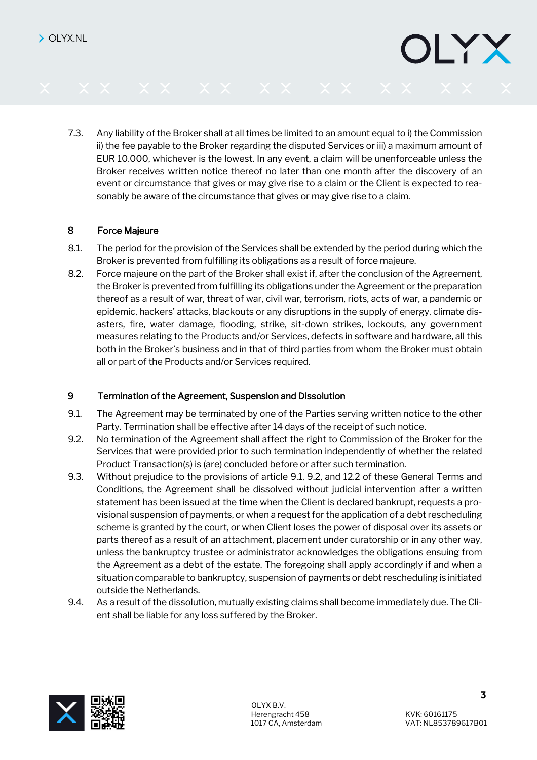7.3. Any liability of the Broker shall at all times be limited to an amount equal to i) the Commission ii) the fee payable to the Broker regarding the disputed Services or iii) a maximum amount of EUR 10.000, whichever is the lowest. In any event, a claim will be unenforceable unless the Broker receives written notice thereof no later than one month after the discovery of an event or circumstance that gives or may give rise to a claim or the Client is expected to reasonably be aware of the circumstance that gives or may give rise to a claim.

## 8 Force Majeure

8.1. The period for the provision of the Services shall be extended by the period during which the Broker is prevented from fulfilling its obligations as a result of force majeure.

8.2. Force majeure on the part of the Broker shall exist if, after the conclusion of the Agreement, the Broker is prevented from fulfilling its obligations under the Agreement or the preparation thereof as a result of war, threat of war, civil war, terrorism, riots, acts of war, a pandemic or epidemic, hackers' attacks, blackouts or any disruptions in the supply of energy, climate disasters, fire, water damage, flooding, strike, sit-down strikes, lockouts, any government measures relating to the Products and/or Services, defects in software and hardware, all this both in the Broker's business and in that of third parties from whom the Broker must obtain all or part of the Products and/or Services required.

## 9 Termination of the Agreement, Suspension and Dissolution

9.1. The Agreement may be terminated by one of the Parties serving written notice to the other Party. Termination shall be effective after 14 days of the receipt of such notice.

9.2. No termination of the Agreement shall affect the right to Commission of the Broker for the Services that were provided prior to such termination independently of whether the related Product Transaction(s) is (are) concluded before or after such termination.

9.3. Without prejudice to the provisions of article 9.1, 9.2, and 12.2 of these General Terms and Conditions, the Agreement shall be dissolved without judicial intervention after a written statement has been issued at the time when the Client is declared bankrupt, requests a provisional suspension of payments, or when a request for the application of a debt rescheduling scheme is granted by the court, or when Client loses the power of disposal over its assets or parts thereof as a result of an attachment, placement under curatorship or in any other way, unless the bankruptcy trustee or administrator acknowledges the obligations ensuing from the Agreement as a debt of the estate. The foregoing shall apply accordingly if and when a situation comparable to bankruptcy, suspension of payments or debt rescheduling is initiated outside the Netherlands.

9.4. As a result of the dissolution, mutually existing claims shall become immediately due. The Client shall be liable for any loss suffered by the Broker.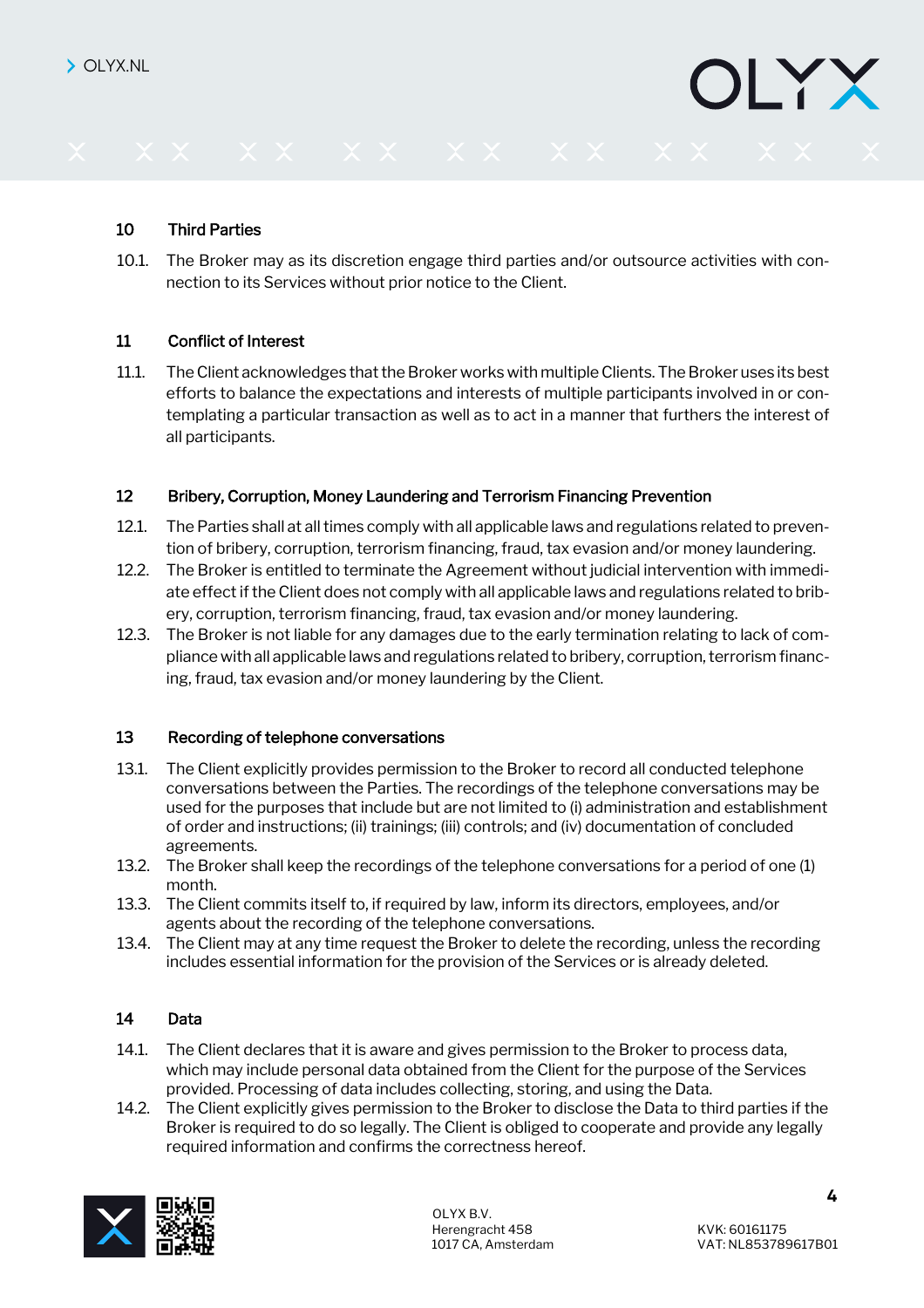## 10 Third Parties

10.1. The Broker may as its discretion engage third parties and/or outsource activities with connection to its Services without prior notice to the Client.

## 11 Conflict of Interest

11.1. The Client acknowledges that the Broker works with multiple Clients. The Broker uses its best efforts to balance the expectations and interests of multiple participants involved in or contemplating a particular transaction as well as to act in a manner that furthers the interest of all participants.

## 12 Bribery, Corruption, Money Laundering and Terrorism Financing Prevention

12.1. The Parties shall at all times comply with all applicable laws and regulations related to prevention of bribery, corruption, terrorism financing, fraud, tax evasion and/or money laundering.

12.2. The Broker is entitled to terminate the Agreement without judicial intervention with immediate effect if the Client does not comply with all applicable laws and regulations related to bribery, corruption, terrorism financing, fraud, tax evasion and/or money laundering.

12.3. The Broker is not liable for any damages due to the early termination relating to lack of compliance with all applicable laws and regulations related to bribery, corruption, terrorism financing, fraud, tax evasion and/or money laundering by the Client.

## 13 Recording of telephone conversations

13.1. The Client explicitly provides permission to the Broker to record all conducted telephone conversations between the Parties. The recordings of the telephone conversations may be used for the purposes that include but are not limited to (i) administration and establishment of order and instructions; (ii) trainings; (iii) controls; and (iv) documentation of concluded agreements.

13.2. The Broker shall keep the recordings of the telephone conversations for a period of one (1) month.

13.3. The Client commits itself to, if required by law, inform its directors, employees, and/or agents about the recording of the telephone conversations.

13.4. The Client may at any time request the Broker to delete the recording, unless the recording includes essential information for the provision of the Services or is already deleted.

## 14 Data

14.1. The Client declares that it is aware and gives permission to the Broker to process data, which may include personal data obtained from the Client for the purpose of the Services provided. Processing of data includes collecting, storing, and using the Data.

14.2. The Client explicitly gives permission to the Broker to disclose the Data to third parties if the Broker is required to do so legally. The Client is obliged to cooperate and provide any legally required information and confirms the correctness hereof.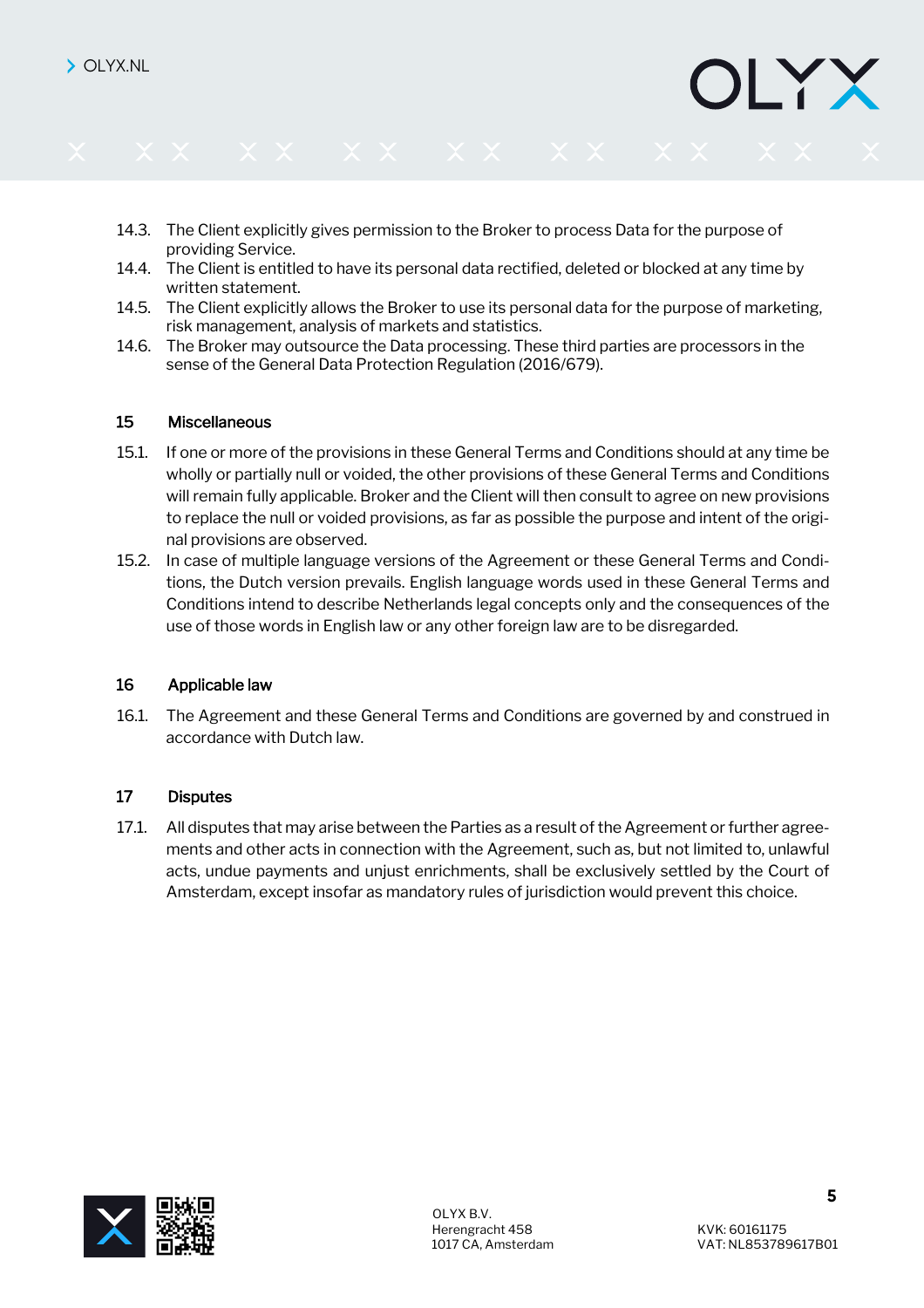14.3. The Client explicitly gives permission to the Broker to process Data for the purpose of providing Service.

14.4. The Client is entitled to have its personal data rectified, deleted or blocked at any time by written statement.

14.5. The Client explicitly allows the Broker to use its personal data for the purpose of marketing, risk management, analysis of markets and statistics.

14.6. The Broker may outsource the Data processing. These third parties are processors in the sense of the General Data Protection Regulation (2016/679).

## 15 Miscellaneous

15.1. If one or more of the provisions in these General Terms and Conditions should at any time be wholly or partially null or voided, the other provisions of these General Terms and Conditions will remain fully applicable. Broker and the Client will then consult to agree on new provisions to replace the null or voided provisions, as far as possible the purpose and intent of the original provisions are observed.

15.2. In case of multiple language versions of the Agreement or these General Terms and Conditions, the Dutch version prevails. English language words used in these General Terms and Conditions intend to describe Netherlands legal concepts only and the consequences of the use of those words in English law or any other foreign law are to be disregarded.

## 16 Applicable law

16.1. The Agreement and these General Terms and Conditions are governed by and construed in accordance with Dutch law.

## 17 Disputes

17.1. All disputes that may arise between the Parties as a result of the Agreement or further agreements and other acts in connection with the Agreement, such as, but not limited to, unlawful acts, undue payments and unjust enrichments, shall be exclusively settled by the Court of Amsterdam, except insofar as mandatory rules of jurisdiction would prevent this choice.